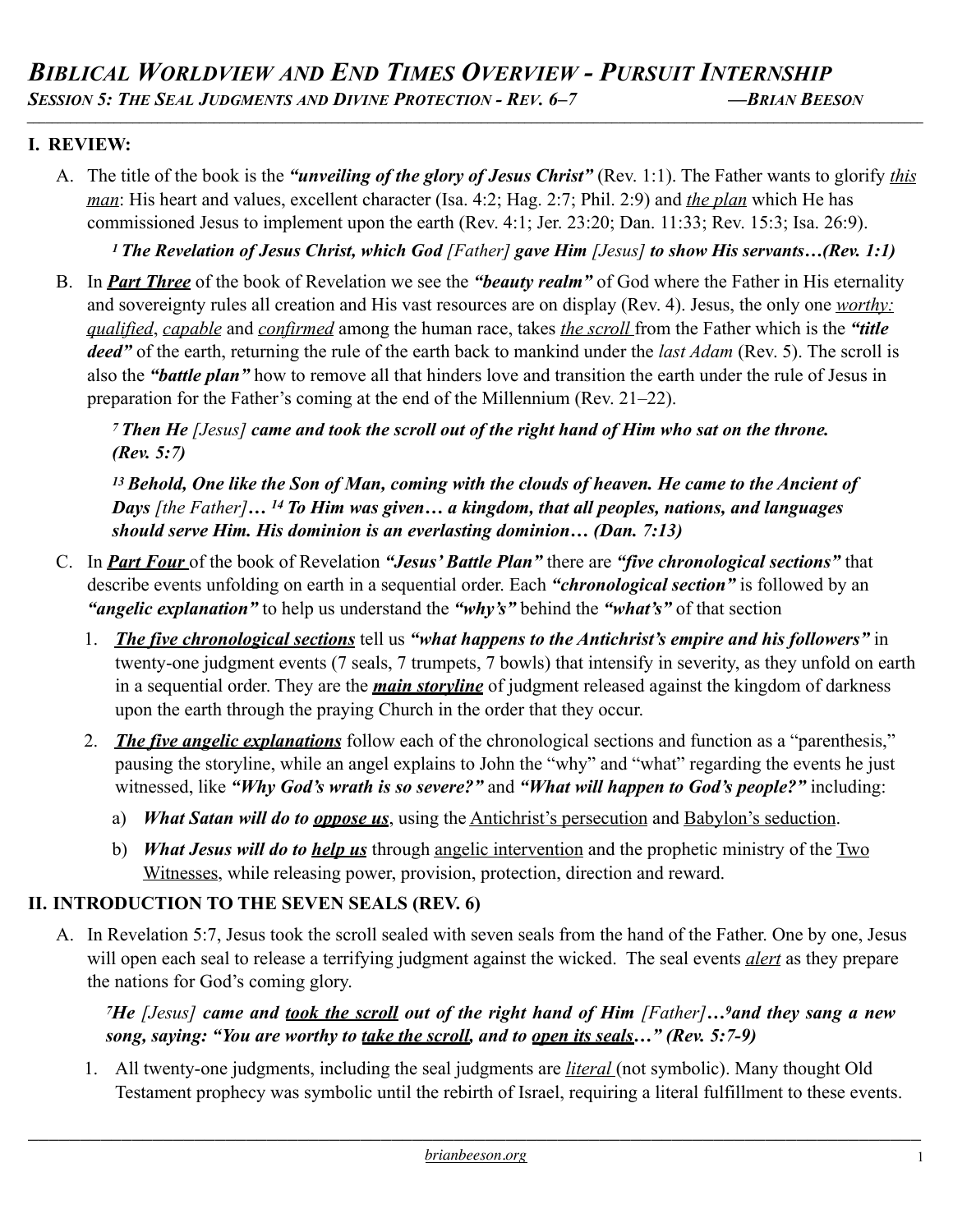# *BIBLICAL WORLDVIEW AND END TIMES OVERVIEW - PURSUIT INTERNSHIP*

***SESSION 5: THE SEAL JUDGMENTS AND DIVINE PROTECTION - REV. 6–7*** **—*BRIAN BEESON***

## I. REVIEW:

A. The title of the book is the ***"unveiling of the glory of Jesus Christ"*** (Rev. 1:1). The Father wants to glorify *this man*: His heart and values, excellent character (Isa. 4:2; Hag. 2:7; Phil. 2:9) and *the plan* which He has commissioned Jesus to implement upon the earth (Rev. 4:1; Jer. 23:20; Dan. 11:33; Rev. 15:3; Isa. 26:9).

> ***[1] The Revelation of Jesus Christ, which God** [Father] **gave Him** [Jesus] **to show His servants…(Rev. 1:1)***

B. In ***Part Three*** of the book of Revelation we see the ***"beauty realm"*** of God where the Father in His eternality and sovereignty rules all creation and His vast resources are on display (Rev. 4). Jesus, the only one *worthy: qualified*, *capable* and *confirmed* among the human race, takes *the scroll* from the Father which is the ***"title deed"*** of the earth, returning the rule of the earth back to mankind under the *last Adam* (Rev. 5). The scroll is also the ***"battle plan"*** how to remove all that hinders love and transition the earth under the rule of Jesus in preparation for the Father's coming at the end of the Millennium (Rev. 21–22).

> ***[7] Then He** [Jesus] **came and took the scroll out of the right hand of Him who sat on the throne. (Rev. 5:7)***
>
> ***[13] Behold, One like the Son of Man, coming with the clouds of heaven. He came to the Ancient of Days** [the Father]**… [14] To Him was given… a kingdom, that all peoples, nations, and languages should serve Him. His dominion is an everlasting dominion… (Dan. 7:13)***

C. In ***Part Four*** of the book of Revelation ***"Jesus' Battle Plan"*** there are ***"five chronological sections"*** that describe events unfolding on earth in a sequential order. Each ***"chronological section"*** is followed by an ***"angelic explanation"*** to help us understand the ***"why's"*** behind the ***"what's"*** of that section

1. ***The five chronological sections*** tell us ***"what happens to the Antichrist's empire and his followers"*** in twenty-one judgment events (7 seals, 7 trumpets, 7 bowls) that intensify in severity, as they unfold on earth in a sequential order. They are the ***main storyline*** of judgment released against the kingdom of darkness upon the earth through the praying Church in the order that they occur.

2. ***The five angelic explanations*** follow each of the chronological sections and function as a "parenthesis," pausing the storyline, while an angel explains to John the "why" and "what" regarding the events he just witnessed, like ***"Why God's wrath is so severe?"*** and ***"What will happen to God's people?"*** including:

   a) ***What Satan will do to oppose us***, using the Antichrist's persecution and Babylon's seduction.

   b) ***What Jesus will do to help us*** through angelic intervention and the prophetic ministry of the Two Witnesses, while releasing power, provision, protection, direction and reward.

## II. INTRODUCTION TO THE SEVEN SEALS (REV. 6)

A. In Revelation 5:7, Jesus took the scroll sealed with seven seals from the hand of the Father. One by one, Jesus will open each seal to release a terrifying judgment against the wicked. The seal events *alert* as they prepare the nations for God's coming glory.

> ***[7] He** [Jesus] **came and took the scroll out of the right hand of Him** [Father]**…[9] and they sang a new song, saying: "You are worthy to take the scroll, and to open its seals…" (Rev. 5:7-9)***

1. All twenty-one judgments, including the seal judgments are *literal* (not symbolic). Many thought Old Testament prophecy was symbolic until the rebirth of Israel, requiring a literal fulfillment to these events.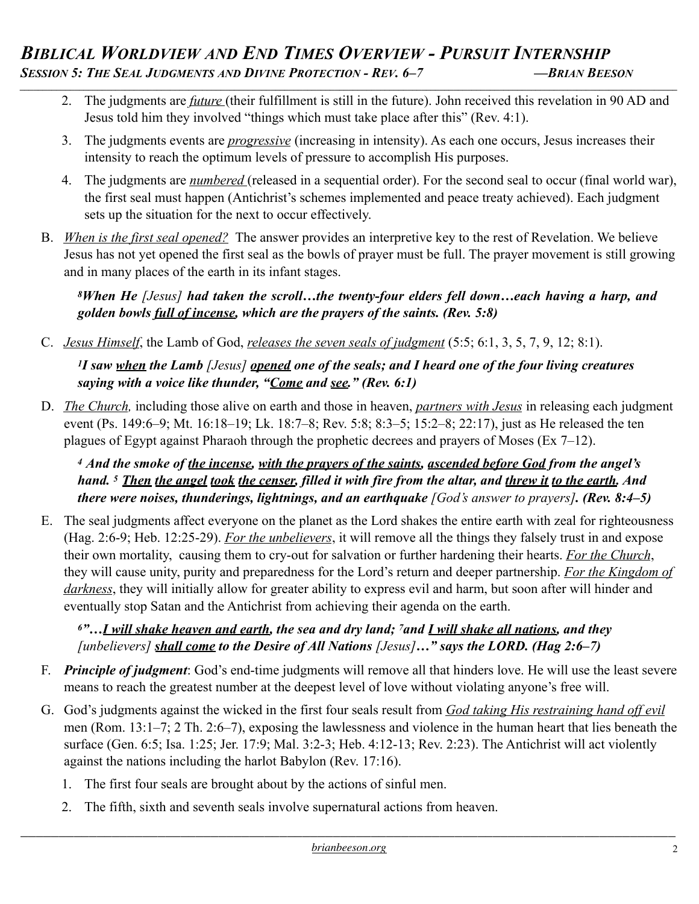2. The judgments are *future* (their fulfillment is still in the future). John received this revelation in 90 AD and Jesus told him they involved "things which must take place after this" (Rev. 4:1).

3. The judgments events are *progressive* (increasing in intensity). As each one occurs, Jesus increases their intensity to reach the optimum levels of pressure to accomplish His purposes.

4. The judgments are *numbered* (released in a sequential order). For the second seal to occur (final world war), the first seal must happen (Antichrist's schemes implemented and peace treaty achieved). Each judgment sets up the situation for the next to occur effectively.

B. *When is the first seal opened?* The answer provides an interpretive key to the rest of Revelation. We believe Jesus has not yet opened the first seal as the bowls of prayer must be full. The prayer movement is still growing and in many places of the earth in its infant stages.

> [8]***When He*** *[Jesus]* ***had taken the scroll…the twenty-four elders fell down…each having a harp, and golden bowls full of incense, which are the prayers of the saints. (Rev. 5:8)***

C. *Jesus Himself*, the Lamb of God, *releases the seven seals of judgment* (5:5; 6:1, 3, 5, 7, 9, 12; 8:1).

> [1]***I saw when the Lamb*** *[Jesus]* ***opened one of the seals; and I heard one of the four living creatures saying with a voice like thunder, "Come and see." (Rev. 6:1)***

D. *The Church,* including those alive on earth and those in heaven, *partners with Jesus* in releasing each judgment event (Ps. 149:6–9; Mt. 16:18–19; Lk. 18:7–8; Rev. 5:8; 8:3–5; 15:2–8; 22:17), just as He released the ten plagues of Egypt against Pharaoh through the prophetic decrees and prayers of Moses (Ex 7–12).

> [4] ***And the smoke of the incense, with the prayers of the saints, ascended before God from the angel's hand.*** [5] ***Then the angel took the censer, filled it with fire from the altar, and threw it to the earth. And there were noises, thunderings, lightnings, and an earthquake*** *[God's answer to prayers]****. (Rev. 8:4–5)***

E. The seal judgments affect everyone on the planet as the Lord shakes the entire earth with zeal for righteousness (Hag. 2:6-9; Heb. 12:25-29). *For the unbelievers*, it will remove all the things they falsely trust in and expose their own mortality, causing them to cry-out for salvation or further hardening their hearts. *For the Church*, they will cause unity, purity and preparedness for the Lord's return and deeper partnership. *For the Kingdom of darkness*, they will initially allow for greater ability to express evil and harm, but soon after will hinder and eventually stop Satan and the Antichrist from achieving their agenda on the earth.

> [6]***"…I will shake heaven and earth, the sea and dry land;*** [7]***and I will shake all nations, and they*** *[unbelievers]* ***shall come to the Desire of All Nations*** *[Jesus]****…" says the LORD. (Hag 2:6–7)***

F. ***Principle of judgment***: God's end-time judgments will remove all that hinders love. He will use the least severe means to reach the greatest number at the deepest level of love without violating anyone's free will.

G. God's judgments against the wicked in the first four seals result from *God taking His restraining hand off evil* men (Rom. 13:1–7; 2 Th. 2:6–7), exposing the lawlessness and violence in the human heart that lies beneath the surface (Gen. 6:5; Isa. 1:25; Jer. 17:9; Mal. 3:2-3; Heb. 4:12-13; Rev. 2:23). The Antichrist will act violently against the nations including the harlot Babylon (Rev. 17:16).

1. The first four seals are brought about by the actions of sinful men.
2. The fifth, sixth and seventh seals involve supernatural actions from heaven.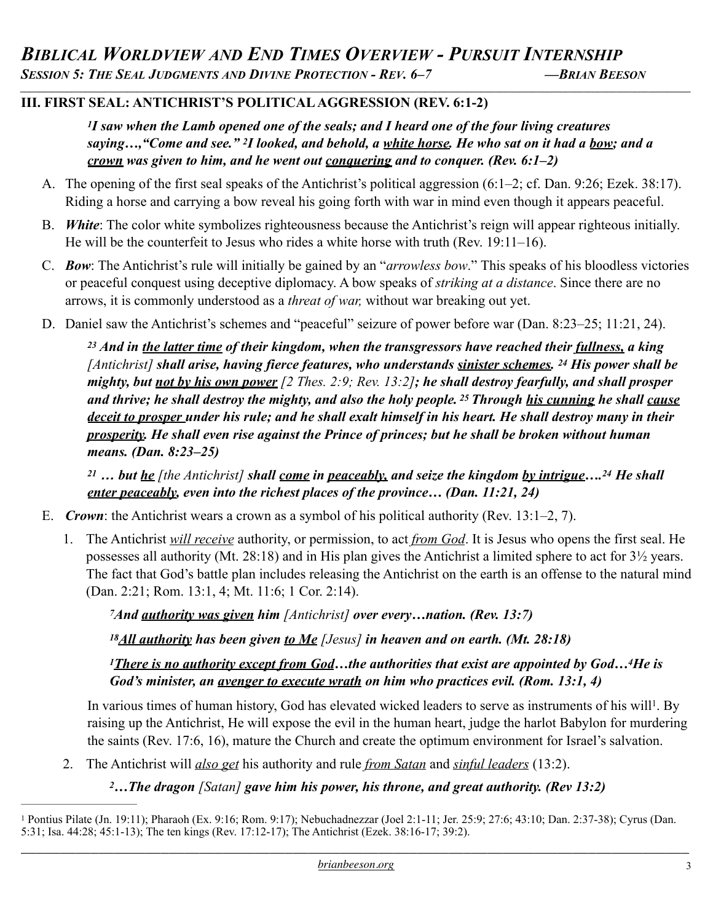### III. FIRST SEAL: ANTICHRIST'S POLITICAL AGGRESSION (REV. 6:1-2)

> ***[1]I saw when the Lamb opened one of the seals; and I heard one of the four living creatures saying…,"Come and see." [2]I looked, and behold, a white horse. He who sat on it had a bow; and a crown was given to him, and he went out conquering and to conquer. (Rev. 6:1–2)***

A. The opening of the first seal speaks of the Antichrist's political aggression (6:1–2; cf. Dan. 9:26; Ezek. 38:17). Riding a horse and carrying a bow reveal his going forth with war in mind even though it appears peaceful.

B. ***White***: The color white symbolizes righteousness because the Antichrist's reign will appear righteous initially. He will be the counterfeit to Jesus who rides a white horse with truth (Rev. 19:11–16).

C. ***Bow***: The Antichrist's rule will initially be gained by an "*arrowless bow*." This speaks of his bloodless victories or peaceful conquest using deceptive diplomacy. A bow speaks of *striking at a distance*. Since there are no arrows, it is commonly understood as a *threat of war,* without war breaking out yet.

D. Daniel saw the Antichrist's schemes and "peaceful" seizure of power before war (Dan. 8:23–25; 11:21, 24).

> ***[23] And in the latter time of their kingdom, when the transgressors have reached their fullness, a king*** *[Antichrist]* ***shall arise, having fierce features, who understands sinister schemes. [24] His power shall be mighty, but not by his own power*** *[2 Thes. 2:9; Rev. 13:2]****; he shall destroy fearfully, and shall prosper and thrive; he shall destroy the mighty, and also the holy people. [25] Through his cunning he shall cause deceit to prosper under his rule; and he shall exalt himself in his heart. He shall destroy many in their prosperity. He shall even rise against the Prince of princes; but he shall be broken without human means. (Dan. 8:23–25)***

> ***[21] … but he*** *[the Antichrist]* ***shall come in peaceably, and seize the kingdom by intrigue….[24] He shall enter peaceably, even into the richest places of the province… (Dan. 11:21, 24)***

E. ***Crown***: the Antichrist wears a crown as a symbol of his political authority (Rev. 13:1–2, 7).

1. The Antichrist *will receive* authority, or permission, to act *from God*. It is Jesus who opens the first seal. He possesses all authority (Mt. 28:18) and in His plan gives the Antichrist a limited sphere to act for 3½ years. The fact that God's battle plan includes releasing the Antichrist on the earth is an offense to the natural mind (Dan. 2:21; Rom. 13:1, 4; Mt. 11:6; 1 Cor. 2:14).

> ***[7]And authority was given him*** *[Antichrist]* ***over every…nation. (Rev. 13:7)***

> ***[18]All authority has been given to Me*** *[Jesus]* ***in heaven and on earth. (Mt. 28:18)***

> ***[1]There is no authority except from God…the authorities that exist are appointed by God…[4]He is God's minister, an avenger to execute wrath on him who practices evil. (Rom. 13:1, 4)***

In various times of human history, God has elevated wicked leaders to serve as instruments of his will[1]. By raising up the Antichrist, He will expose the evil in the human heart, judge the harlot Babylon for murdering the saints (Rev. 17:6, 16), mature the Church and create the optimum environment for Israel's salvation.

2. The Antichrist will *also get* his authority and rule *from Satan* and *sinful leaders* (13:2).

> ***[2]…The dragon*** *[Satan]* ***gave him his power, his throne, and great authority. (Rev 13:2)***

---

[1] Pontius Pilate (Jn. 19:11); Pharaoh (Ex. 9:16; Rom. 9:17); Nebuchadnezzar (Joel 2:1-11; Jer. 25:9; 27:6; 43:10; Dan. 2:37-38); Cyrus (Dan. 5:31; Isa. 44:28; 45:1-13); The ten kings (Rev. 17:12-17); The Antichrist (Ezek. 38:16-17; 39:2).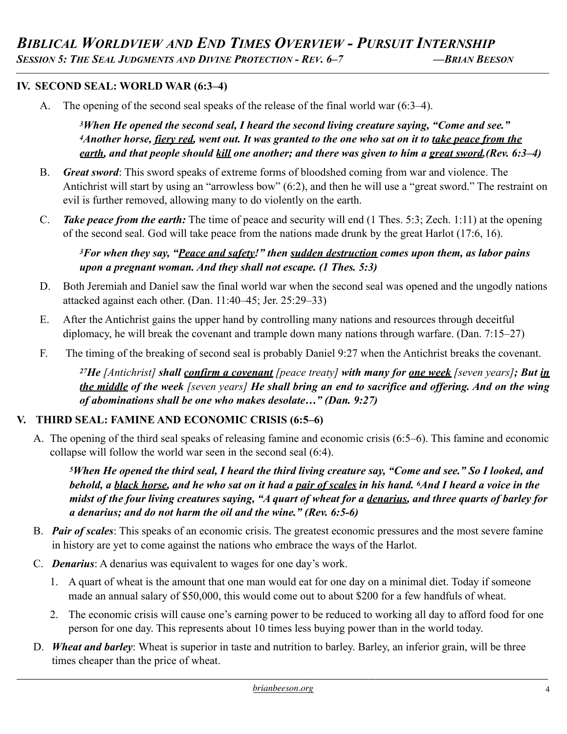## IV. SECOND SEAL: WORLD WAR (6:3–4)

A. The opening of the second seal speaks of the release of the final world war (6:3–4).

> ***[3]When He opened the second seal, I heard the second living creature saying, "Come and see." [4]Another horse, <u>fiery red</u>, went out. It was granted to the one who sat on it to <u>take peace from the earth</u>, and that people should <u>kill</u> one another; and there was given to him a <u>great sword</u>.(Rev. 6:3–4)***

B. ***Great sword***: This sword speaks of extreme forms of bloodshed coming from war and violence. The Antichrist will start by using an "arrowless bow" (6:2), and then he will use a "great sword." The restraint on evil is further removed, allowing many to do violently on the earth.

C. ***Take peace from the earth:*** The time of peace and security will end (1 Thes. 5:3; Zech. 1:11) at the opening of the second seal. God will take peace from the nations made drunk by the great Harlot (17:6, 16).

> ***[3]For when they say, "<u>Peace and safety</u>!" then <u>sudden destruction</u> comes upon them, as labor pains upon a pregnant woman. And they shall not escape. (1 Thes. 5:3)***

D. Both Jeremiah and Daniel saw the final world war when the second seal was opened and the ungodly nations attacked against each other. (Dan. 11:40–45; Jer. 25:29–33)

E. After the Antichrist gains the upper hand by controlling many nations and resources through deceitful diplomacy, he will break the covenant and trample down many nations through warfare. (Dan. 7:15–27)

F. The timing of the breaking of second seal is probably Daniel 9:27 when the Antichrist breaks the covenant.

> ***[27]He*** *[Antichrist]* ***shall <u>confirm a covenant</u>*** *[peace treaty]* ***with many for <u>one week</u>*** *[seven years]* ***; But <u>in the middle</u> of the week*** *[seven years]* ***He shall bring an end to sacrifice and offering. And on the wing of abominations shall be one who makes desolate…" (Dan. 9:27)***

## V. THIRD SEAL: FAMINE AND ECONOMIC CRISIS (6:5–6)

A. The opening of the third seal speaks of releasing famine and economic crisis (6:5–6). This famine and economic collapse will follow the world war seen in the second seal (6:4).

> ***[5]When He opened the third seal, I heard the third living creature say, "Come and see." So I looked, and behold, a <u>black horse</u>, and he who sat on it had a <u>pair of scales</u> in his hand. [6]And I heard a voice in the midst of the four living creatures saying, "A quart of wheat for a <u>denarius</u>, and three quarts of barley for a denarius; and do not harm the oil and the wine." (Rev. 6:5-6)***

B. ***Pair of scales***: This speaks of an economic crisis. The greatest economic pressures and the most severe famine in history are yet to come against the nations who embrace the ways of the Harlot.

C. ***Denarius***: A denarius was equivalent to wages for one day's work.

1. A quart of wheat is the amount that one man would eat for one day on a minimal diet. Today if someone made an annual salary of $50,000, this would come out to about $200 for a few handfuls of wheat.
2. The economic crisis will cause one's earning power to be reduced to working all day to afford food for one person for one day. This represents about 10 times less buying power than in the world today.

D. ***Wheat and barley***: Wheat is superior in taste and nutrition to barley. Barley, an inferior grain, will be three times cheaper than the price of wheat.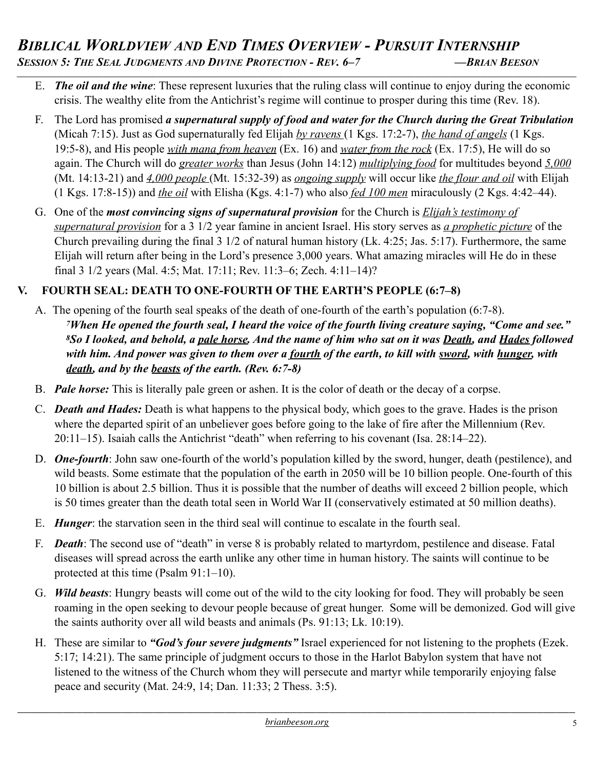E. ***The oil and the wine***: These represent luxuries that the ruling class will continue to enjoy during the economic crisis. The wealthy elite from the Antichrist's regime will continue to prosper during this time (Rev. 18).

F. The Lord has promised ***a supernatural supply of food and water for the Church during the Great Tribulation*** (Micah 7:15). Just as God supernaturally fed Elijah *by ravens* (1 Kgs. 17:2-7), *the hand of angels* (1 Kgs. 19:5-8), and His people *with mana from heaven* (Ex. 16) and *water from the rock* (Ex. 17:5), He will do so again. The Church will do *greater works* than Jesus (John 14:12) *multiplying food* for multitudes beyond *5,000* (Mt. 14:13-21) and *4,000 people* (Mt. 15:32-39) as *ongoing supply* will occur like *the flour and oil* with Elijah (1 Kgs. 17:8-15)) and *the oil* with Elisha (Kgs. 4:1-7) who also *fed 100 men* miraculously (2 Kgs. 4:42–44).

G. One of the ***most convincing signs of supernatural provision*** for the Church is *Elijah's testimony of supernatural provision* for a 3 1/2 year famine in ancient Israel. His story serves as *a prophetic picture* of the Church prevailing during the final 3 1/2 of natural human history (Lk. 4:25; Jas. 5:17). Furthermore, the same Elijah will return after being in the Lord's presence 3,000 years. What amazing miracles will He do in these final 3 1/2 years (Mal. 4:5; Mat. 17:11; Rev. 11:3–6; Zech. 4:11–14)?

## V. FOURTH SEAL: DEATH TO ONE-FOURTH OF THE EARTH'S PEOPLE (6:7–8)

A. The opening of the fourth seal speaks of the death of one-fourth of the earth's population (6:7-8).

> ***[7]When He opened the fourth seal, I heard the voice of the fourth living creature saying, "Come and see." [8]So I looked, and behold, a pale horse. And the name of him who sat on it was Death, and Hades followed with him. And power was given to them over a fourth of the earth, to kill with sword, with hunger, with death, and by the beasts of the earth. (Rev. 6:7-8)***

B. ***Pale horse:*** This is literally pale green or ashen. It is the color of death or the decay of a corpse.

C. ***Death and Hades:*** Death is what happens to the physical body, which goes to the grave. Hades is the prison where the departed spirit of an unbeliever goes before going to the lake of fire after the Millennium (Rev. 20:11–15). Isaiah calls the Antichrist "death" when referring to his covenant (Isa. 28:14–22).

D. ***One-fourth***: John saw one-fourth of the world's population killed by the sword, hunger, death (pestilence), and wild beasts. Some estimate that the population of the earth in 2050 will be 10 billion people. One-fourth of this 10 billion is about 2.5 billion. Thus it is possible that the number of deaths will exceed 2 billion people, which is 50 times greater than the death total seen in World War II (conservatively estimated at 50 million deaths).

E. ***Hunger***: the starvation seen in the third seal will continue to escalate in the fourth seal.

F. ***Death***: The second use of "death" in verse 8 is probably related to martyrdom, pestilence and disease. Fatal diseases will spread across the earth unlike any other time in human history. The saints will continue to be protected at this time (Psalm 91:1–10).

G. ***Wild beasts***: Hungry beasts will come out of the wild to the city looking for food. They will probably be seen roaming in the open seeking to devour people because of great hunger. Some will be demonized. God will give the saints authority over all wild beasts and animals (Ps. 91:13; Lk. 10:19).

H. These are similar to ***"God's four severe judgments"*** Israel experienced for not listening to the prophets (Ezek. 5:17; 14:21). The same principle of judgment occurs to those in the Harlot Babylon system that have not listened to the witness of the Church whom they will persecute and martyr while temporarily enjoying false peace and security (Mat. 24:9, 14; Dan. 11:33; 2 Thess. 3:5).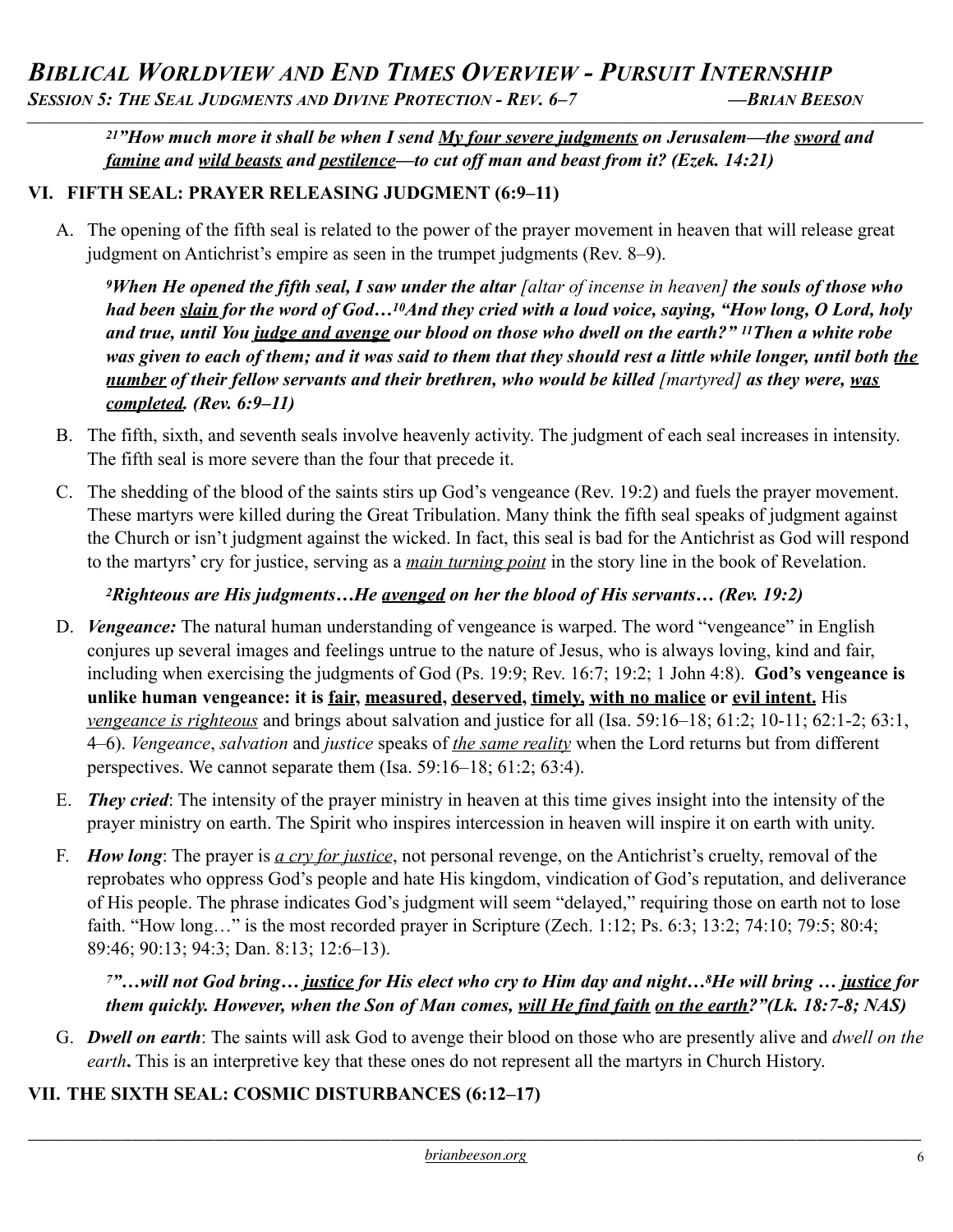***[21]"How much more it shall be when I send <u>My four severe judgments</u> on Jerusalem—the <u>sword</u> and <u>famine</u> and <u>wild beasts</u> and <u>pestilence</u>—to cut off man and beast from it? (Ezek. 14:21)***

## VI. FIFTH SEAL: PRAYER RELEASING JUDGMENT (6:9–11)

A. The opening of the fifth seal is related to the power of the prayer movement in heaven that will release great judgment on Antichrist's empire as seen in the trumpet judgments (Rev. 8–9).

> ***[9]When He opened the fifth seal, I saw under the altar*** *[altar of incense in heaven]* ***the souls of those who had been <u>slain</u> for the word of God…[10]And they cried with a loud voice, saying, "How long, O Lord, holy and true, until You <u>judge and avenge</u> our blood on those who dwell on the earth?" [11]Then a white robe was given to each of them; and it was said to them that they should rest a little while longer, until both <u>the number</u> of their fellow servants and their brethren, who would be killed*** *[martyred]* ***as they were, <u>was completed</u>. (Rev. 6:9–11)***

B. The fifth, sixth, and seventh seals involve heavenly activity. The judgment of each seal increases in intensity. The fifth seal is more severe than the four that precede it.

C. The shedding of the blood of the saints stirs up God's vengeance (Rev. 19:2) and fuels the prayer movement. These martyrs were killed during the Great Tribulation. Many think the fifth seal speaks of judgment against the Church or isn't judgment against the wicked. In fact, this seal is bad for the Antichrist as God will respond to the martyrs' cry for justice, serving as a *<u>main turning point</u>* in the story line in the book of Revelation.

> ***[2]Righteous are His judgments…He <u>avenged</u> on her the blood of His servants… (Rev. 19:2)***

D. ***Vengeance:*** The natural human understanding of vengeance is warped. The word "vengeance" in English conjures up several images and feelings untrue to the nature of Jesus, who is always loving, kind and fair, including when exercising the judgments of God (Ps. 19:9; Rev. 16:7; 19:2; 1 John 4:8). **God's vengeance is unlike human vengeance: it is <u>fair</u>, <u>measured,</u> <u>deserved</u>, <u>timely</u>, <u>with no malice</u> or <u>evil intent.</u>** His *<u>vengeance is righteous</u>* and brings about salvation and justice for all (Isa. 59:16–18; 61:2; 10-11; 62:1-2; 63:1, 4–6). *Vengeance*, *salvation* and *justice* speaks of *<u>the same reality</u>* when the Lord returns but from different perspectives. We cannot separate them (Isa. 59:16–18; 61:2; 63:4).

E. ***They cried***: The intensity of the prayer ministry in heaven at this time gives insight into the intensity of the prayer ministry on earth. The Spirit who inspires intercession in heaven will inspire it on earth with unity.

F. ***How long***: The prayer is *<u>a cry for justice</u>*, not personal revenge, on the Antichrist's cruelty, removal of the reprobates who oppress God's people and hate His kingdom, vindication of God's reputation, and deliverance of His people. The phrase indicates God's judgment will seem "delayed," requiring those on earth not to lose faith. "How long…" is the most recorded prayer in Scripture (Zech. 1:12; Ps. 6:3; 13:2; 74:10; 79:5; 80:4; 89:46; 90:13; 94:3; Dan. 8:13; 12:6–13).

> ***[7]"…will not God bring… <u>justice</u> for His elect who cry to Him day and night…[8]He will bring … <u>justice</u> for them quickly. However, when the Son of Man comes, <u>will He find faith</u> on the earth?"(Lk. 18:7-8; NAS)***

G. ***Dwell on earth***: The saints will ask God to avenge their blood on those who are presently alive and *dwell on the earth***.** This is an interpretive key that these ones do not represent all the martyrs in Church History.

## VII. THE SIXTH SEAL: COSMIC DISTURBANCES (6:12–17)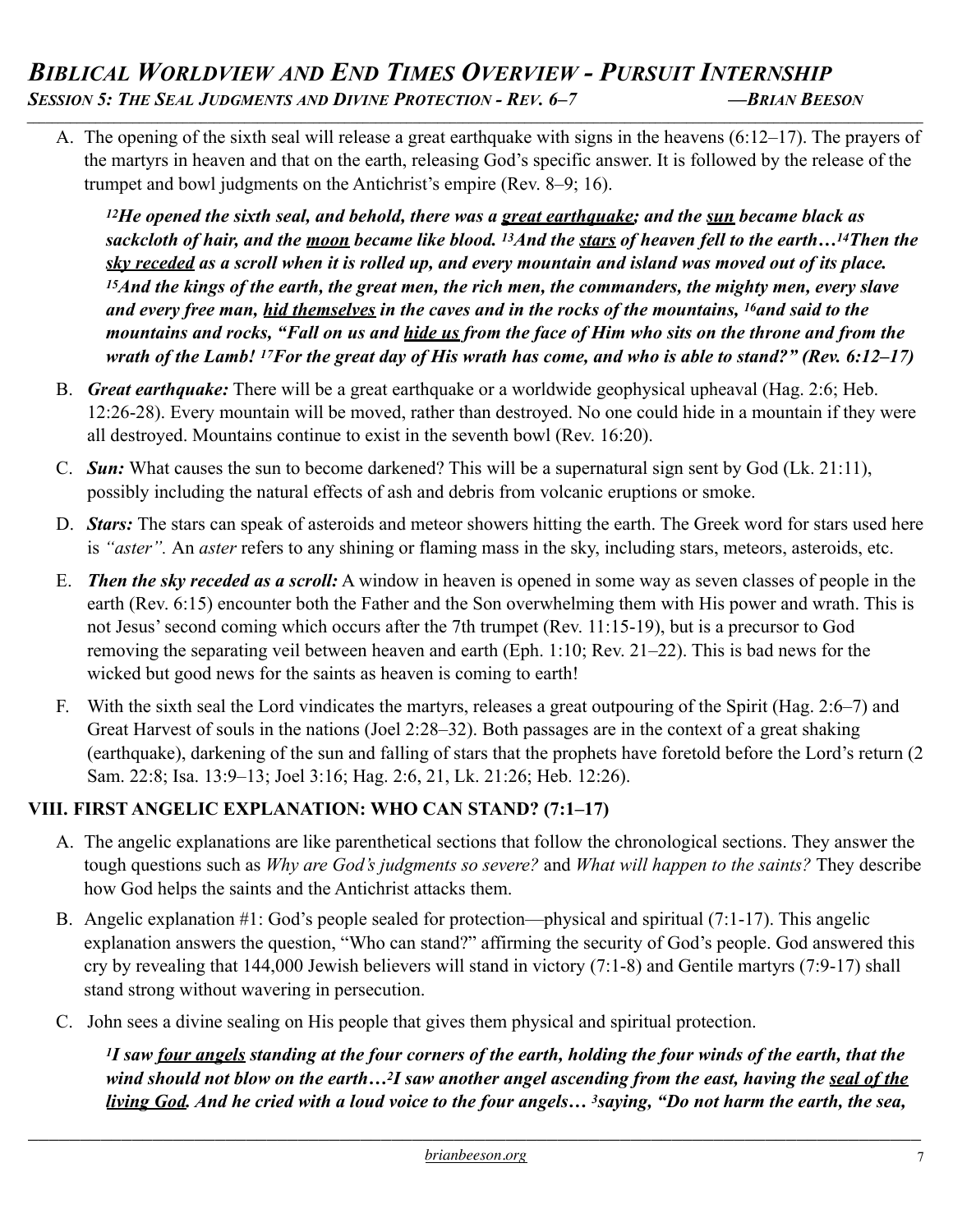A. The opening of the sixth seal will release a great earthquake with signs in the heavens (6:12–17). The prayers of the martyrs in heaven and that on the earth, releasing God's specific answer. It is followed by the release of the trumpet and bowl judgments on the Antichrist's empire (Rev. 8–9; 16).

> ***[12]He opened the sixth seal, and behold, there was a <u>great earthquake</u>; and the <u>sun</u> became black as sackcloth of hair, and the <u>moon</u> became like blood. [13]And the <u>stars</u> of heaven fell to the earth…[14]Then the <u>sky receded</u> as a scroll when it is rolled up, and every mountain and island was moved out of its place. [15]And the kings of the earth, the great men, the rich men, the commanders, the mighty men, every slave and every free man, <u>hid themselves</u> in the caves and in the rocks of the mountains, [16]and said to the mountains and rocks, "Fall on us and <u>hide us</u> from the face of Him who sits on the throne and from the wrath of the Lamb! [17]For the great day of His wrath has come, and who is able to stand?" (Rev. 6:12–17)***

B. ***Great earthquake:*** There will be a great earthquake or a worldwide geophysical upheaval (Hag. 2:6; Heb. 12:26-28). Every mountain will be moved, rather than destroyed. No one could hide in a mountain if they were all destroyed. Mountains continue to exist in the seventh bowl (Rev. 16:20).

C. ***Sun:*** What causes the sun to become darkened? This will be a supernatural sign sent by God (Lk. 21:11), possibly including the natural effects of ash and debris from volcanic eruptions or smoke.

D. ***Stars:*** The stars can speak of asteroids and meteor showers hitting the earth. The Greek word for stars used here is *"aster".* An *aster* refers to any shining or flaming mass in the sky, including stars, meteors, asteroids, etc.

E. ***Then the sky receded as a scroll:*** A window in heaven is opened in some way as seven classes of people in the earth (Rev. 6:15) encounter both the Father and the Son overwhelming them with His power and wrath. This is not Jesus' second coming which occurs after the 7th trumpet (Rev. 11:15-19), but is a precursor to God removing the separating veil between heaven and earth (Eph. 1:10; Rev. 21–22). This is bad news for the wicked but good news for the saints as heaven is coming to earth!

F. With the sixth seal the Lord vindicates the martyrs, releases a great outpouring of the Spirit (Hag. 2:6–7) and Great Harvest of souls in the nations (Joel 2:28–32). Both passages are in the context of a great shaking (earthquake), darkening of the sun and falling of stars that the prophets have foretold before the Lord's return (2 Sam. 22:8; Isa. 13:9–13; Joel 3:16; Hag. 2:6, 21, Lk. 21:26; Heb. 12:26).

## VIII. FIRST ANGELIC EXPLANATION: WHO CAN STAND? (7:1–17)

A. The angelic explanations are like parenthetical sections that follow the chronological sections. They answer the tough questions such as *Why are God's judgments so severe?* and *What will happen to the saints?* They describe how God helps the saints and the Antichrist attacks them.

B. Angelic explanation #1: God's people sealed for protection—physical and spiritual (7:1-17). This angelic explanation answers the question, "Who can stand?" affirming the security of God's people. God answered this cry by revealing that 144,000 Jewish believers will stand in victory (7:1-8) and Gentile martyrs (7:9-17) shall stand strong without wavering in persecution.

C. John sees a divine sealing on His people that gives them physical and spiritual protection.

> ***[1]I saw <u>four angels</u> standing at the four corners of the earth, holding the four winds of the earth, that the wind should not blow on the earth…[2]I saw another angel ascending from the east, having the <u>seal of the living God</u>. And he cried with a loud voice to the four angels… [3]saying, "Do not harm the earth, the sea,***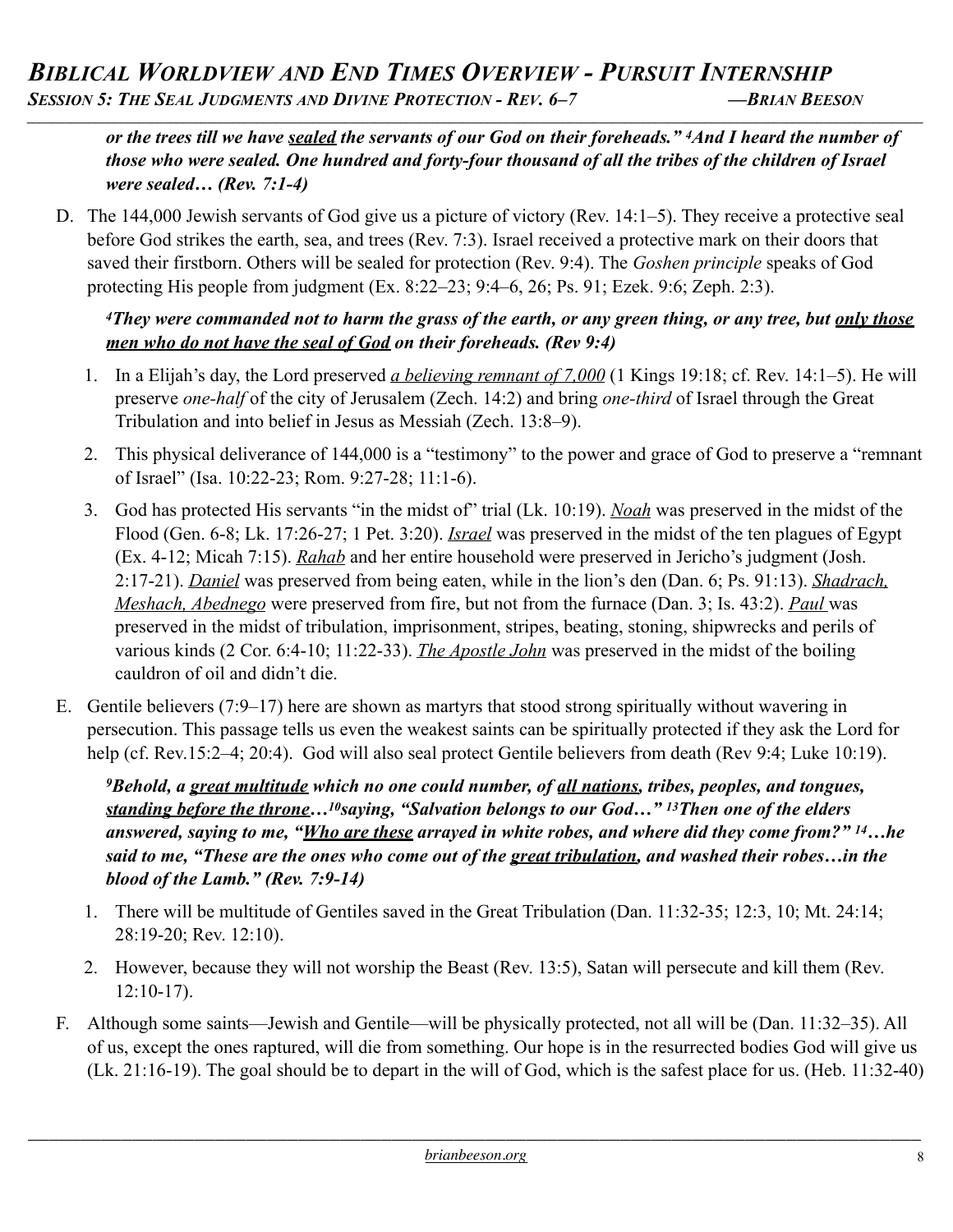*or the trees till we have <u>sealed</u> the servants of our God on their foreheads.” [4]And I heard the number of those who were sealed. One hundred and forty-four thousand of all the tribes of the children of Israel were sealed… (Rev. 7:1-4)*

D. The 144,000 Jewish servants of God give us a picture of victory (Rev. 14:1–5). They receive a protective seal before God strikes the earth, sea, and trees (Rev. 7:3). Israel received a protective mark on their doors that saved their firstborn. Others will be sealed for protection (Rev. 9:4). The *Goshen principle* speaks of God protecting His people from judgment (Ex. 8:22–23; 9:4–6, 26; Ps. 91; Ezek. 9:6; Zeph. 2:3).

***[4]They were commanded not to harm the grass of the earth, or any green thing, or any tree, but <u>only those men who do not have the seal of God</u> on their foreheads. (Rev 9:4)***

1. In a Elijah’s day, the Lord preserved *<u>a believing remnant of 7,000</u>* (1 Kings 19:18; cf. Rev. 14:1–5). He will preserve *one-half* of the city of Jerusalem (Zech. 14:2) and bring *one-third* of Israel through the Great Tribulation and into belief in Jesus as Messiah (Zech. 13:8–9).
2. This physical deliverance of 144,000 is a “testimony” to the power and grace of God to preserve a “remnant of Israel” (Isa. 10:22-23; Rom. 9:27-28; 11:1-6).
3. God has protected His servants “in the midst of” trial (Lk. 10:19). *<u>Noah</u>* was preserved in the midst of the Flood (Gen. 6-8; Lk. 17:26-27; 1 Pet. 3:20). *<u>Israel</u>* was preserved in the midst of the ten plagues of Egypt (Ex. 4-12; Micah 7:15). *<u>Rahab</u>* and her entire household were preserved in Jericho’s judgment (Josh. 2:17-21). *<u>Daniel</u>* was preserved from being eaten, while in the lion’s den (Dan. 6; Ps. 91:13). *<u>Shadrach, Meshach, Abednego</u>* were preserved from fire, but not from the furnace (Dan. 3; Is. 43:2). *<u>Paul</u>* was preserved in the midst of tribulation, imprisonment, stripes, beating, stoning, shipwrecks and perils of various kinds (2 Cor. 6:4-10; 11:22-33). *<u>The Apostle John</u>* was preserved in the midst of the boiling cauldron of oil and didn’t die.

E. Gentile believers (7:9–17) here are shown as martyrs that stood strong spiritually without wavering in persecution. This passage tells us even the weakest saints can be spiritually protected if they ask the Lord for help (cf. Rev.15:2–4; 20:4). God will also seal protect Gentile believers from death (Rev 9:4; Luke 10:19).

***[9]Behold, a <u>great multitude</u> which no one could number, of <u>all nations</u>, tribes, peoples, and tongues, <u>standing before the throne</u>…[10]saying, “Salvation belongs to our God…” [13]Then one of the elders answered, saying to me, “<u>Who are these</u> arrayed in white robes, and where did they come from?” [14]…he said to me, “These are the ones who come out of the <u>great tribulation</u>, and washed their robes…in the blood of the Lamb.” (Rev. 7:9-14)***

1. There will be multitude of Gentiles saved in the Great Tribulation (Dan. 11:32-35; 12:3, 10; Mt. 24:14; 28:19-20; Rev. 12:10).
2. However, because they will not worship the Beast (Rev. 13:5), Satan will persecute and kill them (Rev. 12:10-17).

F. Although some saints—Jewish and Gentile—will be physically protected, not all will be (Dan. 11:32–35). All of us, except the ones raptured, will die from something. Our hope is in the resurrected bodies God will give us (Lk. 21:16-19). The goal should be to depart in the will of God, which is the safest place for us. (Heb. 11:32-40)